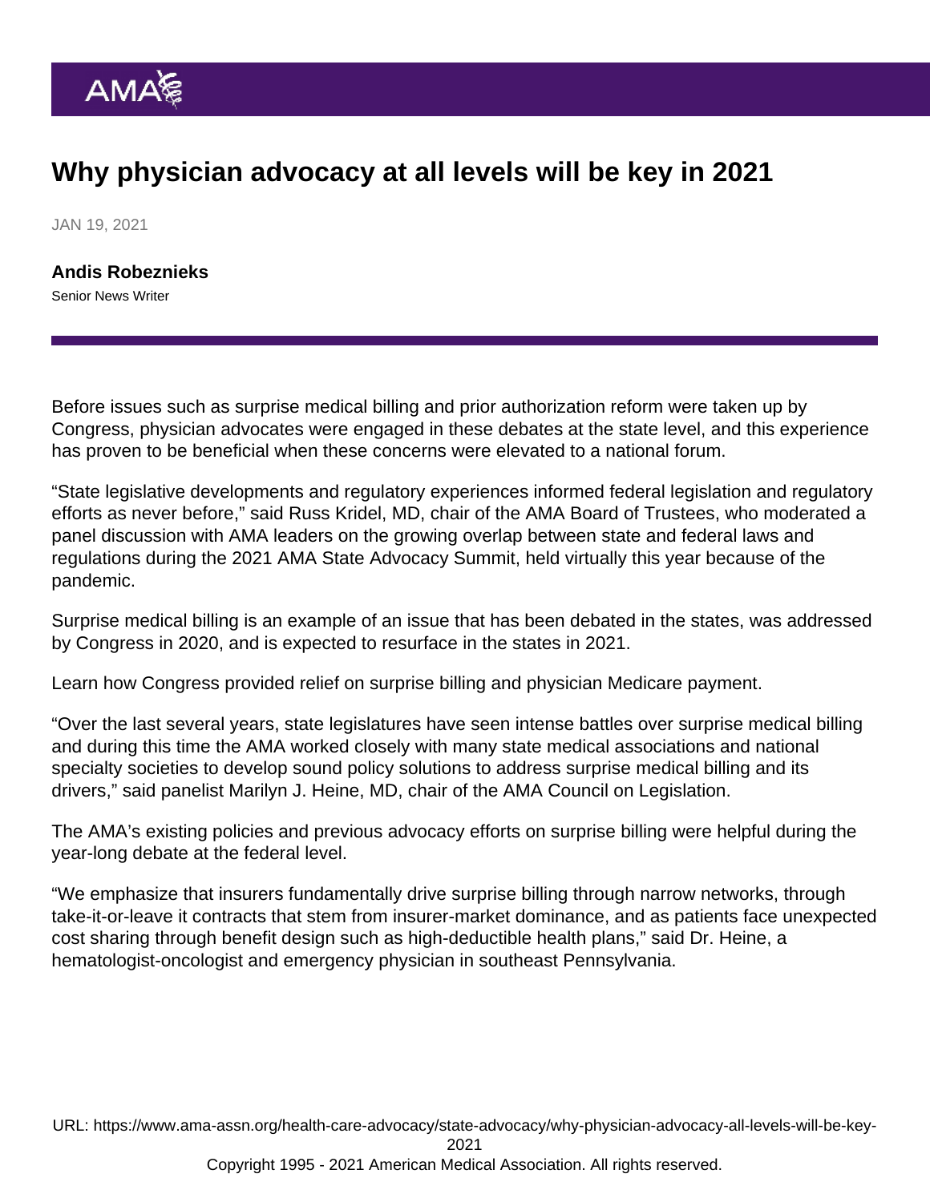# Why physician advocacy at all levels will be key in 2021

JAN 19, 2021

**Andis Robeznieks**
Senior News Writer

Before issues such as surprise medical billing and prior authorization reform were taken up by Congress, physician advocates were engaged in these debates at the state level, and this experience has proven to be beneficial when these concerns were elevated to a national forum.

"State legislative developments and regulatory experiences informed federal legislation and regulatory efforts as never before," said Russ Kridel, MD, chair of the AMA Board of Trustees, who moderated a panel discussion with AMA leaders on the growing overlap between state and federal laws and regulations during the 2021 AMA State Advocacy Summit, held virtually this year because of the pandemic.

Surprise medical billing is an example of an issue that has been debated in the states, was addressed by Congress in 2020, and is expected to resurface in the states in 2021.

Learn how Congress provided relief on surprise billing and physician Medicare payment.

"Over the last several years, state legislatures have seen intense battles over surprise medical billing and during this time the AMA worked closely with many state medical associations and national specialty societies to develop sound policy solutions to address surprise medical billing and its drivers," said panelist Marilyn J. Heine, MD, chair of the AMA Council on Legislation.

The AMA's existing policies and previous advocacy efforts on surprise billing were helpful during the year-long debate at the federal level.

"We emphasize that insurers fundamentally drive surprise billing through narrow networks, through take-it-or-leave it contracts that stem from insurer-market dominance, and as patients face unexpected cost sharing through benefit design such as high-deductible health plans," said Dr. Heine, a hematologist-oncologist and emergency physician in southeast Pennsylvania.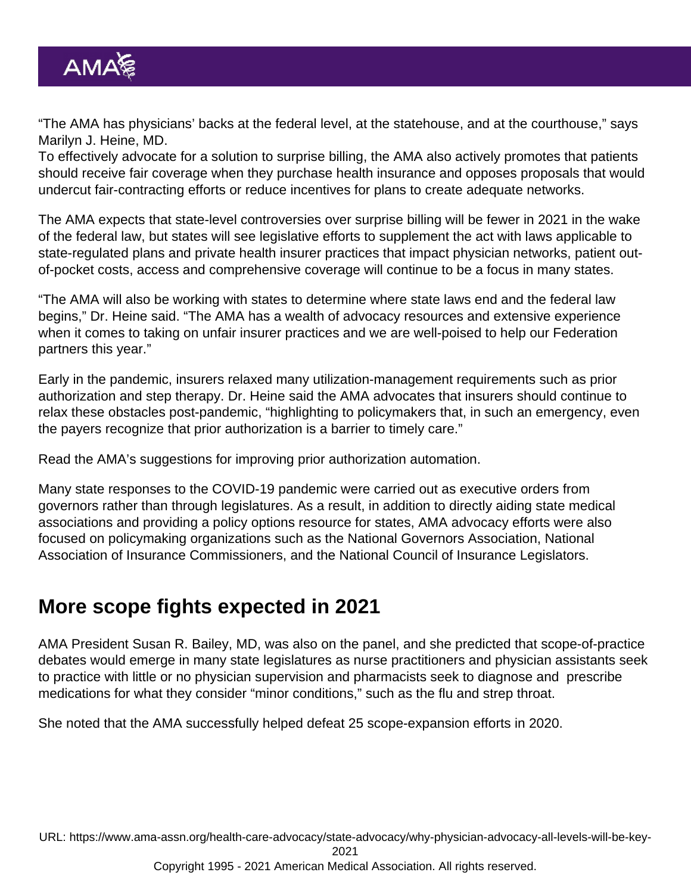"The AMA has physicians' backs at the federal level, at the statehouse, and at the courthouse," says Marilyn J. Heine, MD.

To effectively advocate for a solution to surprise billing, the AMA also actively promotes that patients should receive fair coverage when they purchase health insurance and opposes proposals that would undercut fair-contracting efforts or reduce incentives for plans to create adequate networks.

The AMA expects that state-level controversies over surprise billing will be fewer in 2021 in the wake of the federal law, but states will see legislative efforts to supplement the act with laws applicable to state-regulated plans and private health insurer practices that impact physician networks, patient out-of-pocket costs, access and comprehensive coverage will continue to be a focus in many states.

"The AMA will also be working with states to determine where state laws end and the federal law begins," Dr. Heine said. "The AMA has a wealth of advocacy resources and extensive experience when it comes to taking on unfair insurer practices and we are well-poised to help our Federation partners this year."

Early in the pandemic, insurers relaxed many utilization-management requirements such as prior authorization and step therapy. Dr. Heine said the AMA advocates that insurers should continue to relax these obstacles post-pandemic, "highlighting to policymakers that, in such an emergency, even the payers recognize that prior authorization is a barrier to timely care."

Read the AMA's suggestions for improving prior authorization automation.

Many state responses to the COVID-19 pandemic were carried out as executive orders from governors rather than through legislatures. As a result, in addition to directly aiding state medical associations and providing a policy options resource for states, AMA advocacy efforts were also focused on policymaking organizations such as the National Governors Association, National Association of Insurance Commissioners, and the National Council of Insurance Legislators.

## More scope fights expected in 2021

AMA President Susan R. Bailey, MD, was also on the panel, and she predicted that scope-of-practice debates would emerge in many state legislatures as nurse practitioners and physician assistants seek to practice with little or no physician supervision and pharmacists seek to diagnose and prescribe medications for what they consider "minor conditions," such as the flu and strep throat.

She noted that the AMA successfully helped defeat 25 scope-expansion efforts in 2020.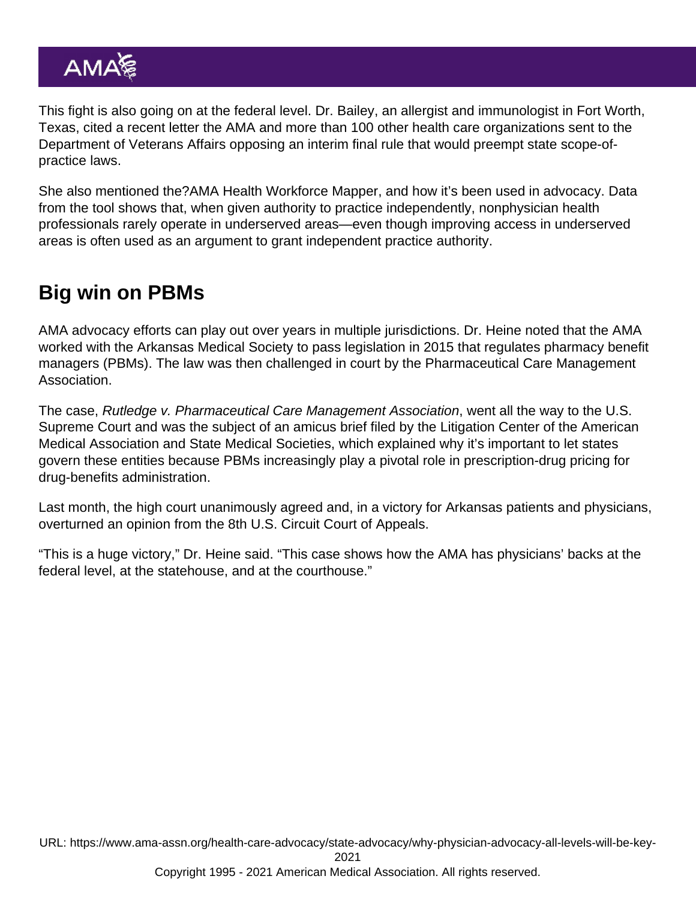This fight is also going on at the federal level. Dr. Bailey, an allergist and immunologist in Fort Worth, Texas, cited a recent letter the AMA and more than 100 other health care organizations sent to the Department of Veterans Affairs opposing an interim final rule that would preempt state scope-of-practice laws.

She also mentioned the?AMA Health Workforce Mapper, and how it's been used in advocacy. Data from the tool shows that, when given authority to practice independently, nonphysician health professionals rarely operate in underserved areas—even though improving access in underserved areas is often used as an argument to grant independent practice authority.

## Big win on PBMs

AMA advocacy efforts can play out over years in multiple jurisdictions. Dr. Heine noted that the AMA worked with the Arkansas Medical Society to pass legislation in 2015 that regulates pharmacy benefit managers (PBMs). The law was then challenged in court by the Pharmaceutical Care Management Association.

The case, *Rutledge v. Pharmaceutical Care Management Association*, went all the way to the U.S. Supreme Court and was the subject of an amicus brief filed by the Litigation Center of the American Medical Association and State Medical Societies, which explained why it's important to let states govern these entities because PBMs increasingly play a pivotal role in prescription-drug pricing for drug-benefits administration.

Last month, the high court unanimously agreed and, in a victory for Arkansas patients and physicians, overturned an opinion from the 8th U.S. Circuit Court of Appeals.

"This is a huge victory," Dr. Heine said. "This case shows how the AMA has physicians' backs at the federal level, at the statehouse, and at the courthouse."